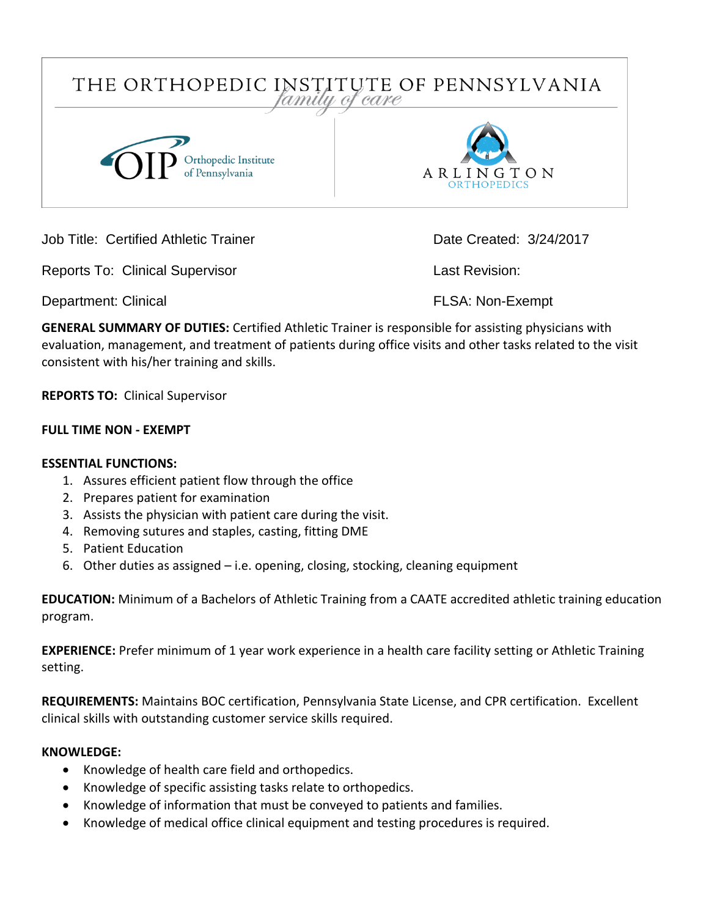THE ORTHOPEDIC INSTITUTE OF PENNSYLVANIA
*family of care*

OIP Orthopedic Institute of Pennsylvania

ARLINGTON ORTHOPEDICS

Job Title: Certified Athletic Trainer

Date Created: 3/24/2017

Reports To: Clinical Supervisor

Last Revision:

Department: Clinical

FLSA: Non-Exempt

**GENERAL SUMMARY OF DUTIES:** Certified Athletic Trainer is responsible for assisting physicians with evaluation, management, and treatment of patients during office visits and other tasks related to the visit consistent with his/her training and skills.

**REPORTS TO:** Clinical Supervisor

**FULL TIME NON - EXEMPT**

**ESSENTIAL FUNCTIONS:**

1. Assures efficient patient flow through the office
2. Prepares patient for examination
3. Assists the physician with patient care during the visit.
4. Removing sutures and staples, casting, fitting DME
5. Patient Education
6. Other duties as assigned – i.e. opening, closing, stocking, cleaning equipment

**EDUCATION:** Minimum of a Bachelors of Athletic Training from a CAATE accredited athletic training education program.

**EXPERIENCE:** Prefer minimum of 1 year work experience in a health care facility setting or Athletic Training setting.

**REQUIREMENTS:** Maintains BOC certification, Pennsylvania State License, and CPR certification. Excellent clinical skills with outstanding customer service skills required.

**KNOWLEDGE:**

- Knowledge of health care field and orthopedics.
- Knowledge of specific assisting tasks relate to orthopedics.
- Knowledge of information that must be conveyed to patients and families.
- Knowledge of medical office clinical equipment and testing procedures is required.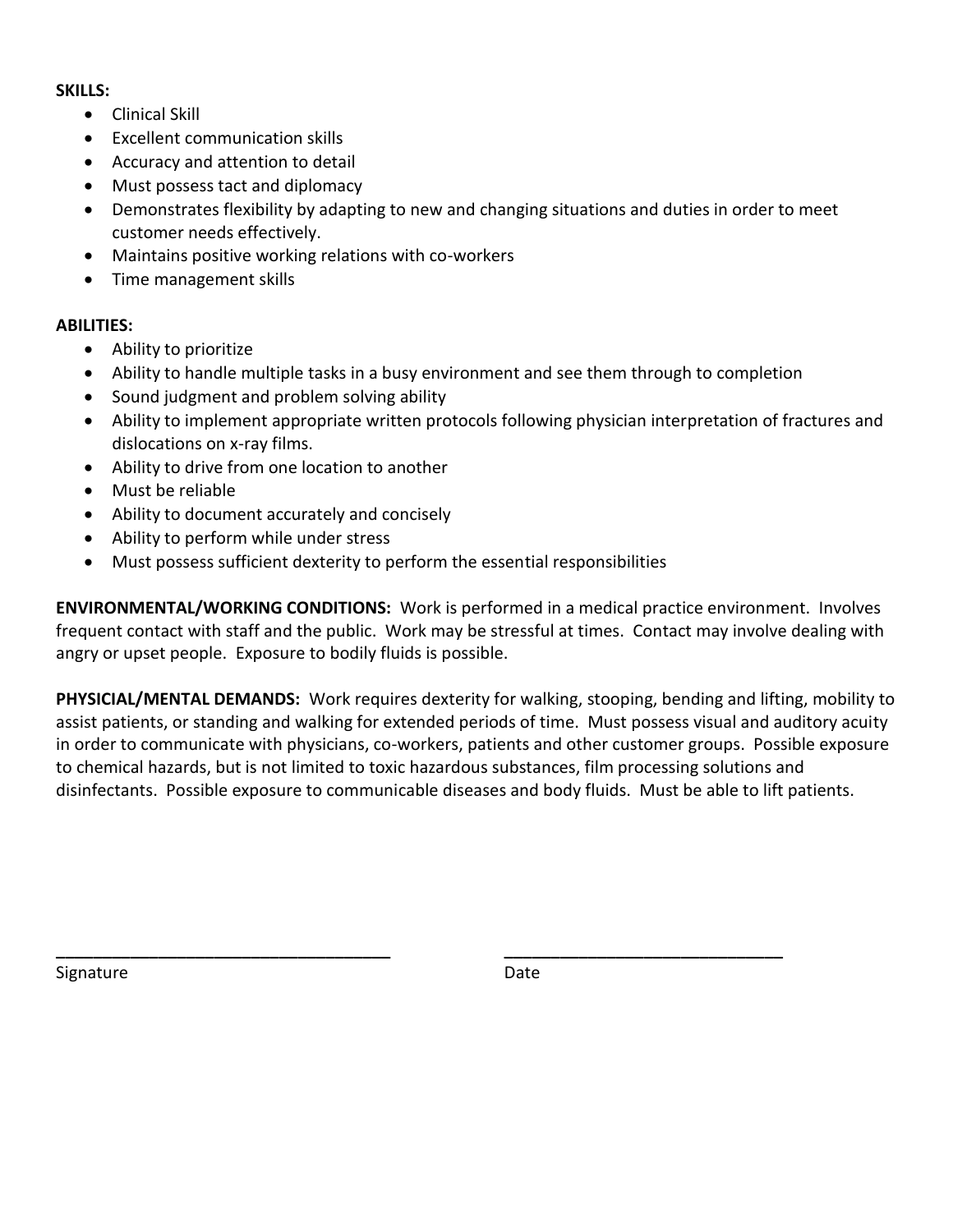**SKILLS:**

- Clinical Skill
- Excellent communication skills
- Accuracy and attention to detail
- Must possess tact and diplomacy
- Demonstrates flexibility by adapting to new and changing situations and duties in order to meet customer needs effectively.
- Maintains positive working relations with co-workers
- Time management skills

**ABILITIES:**

- Ability to prioritize
- Ability to handle multiple tasks in a busy environment and see them through to completion
- Sound judgment and problem solving ability
- Ability to implement appropriate written protocols following physician interpretation of fractures and dislocations on x-ray films.
- Ability to drive from one location to another
- Must be reliable
- Ability to document accurately and concisely
- Ability to perform while under stress
- Must possess sufficient dexterity to perform the essential responsibilities

**ENVIRONMENTAL/WORKING CONDITIONS:** Work is performed in a medical practice environment. Involves frequent contact with staff and the public. Work may be stressful at times. Contact may involve dealing with angry or upset people. Exposure to bodily fluids is possible.

**PHYSICIAL/MENTAL DEMANDS:** Work requires dexterity for walking, stooping, bending and lifting, mobility to assist patients, or standing and walking for extended periods of time. Must possess visual and auditory acuity in order to communicate with physicians, co-workers, patients and other customer groups. Possible exposure to chemical hazards, but is not limited to toxic hazardous substances, film processing solutions and disinfectants. Possible exposure to communicable diseases and body fluids. Must be able to lift patients.

\_\_\_\_\_\_\_\_\_\_\_\_\_\_\_\_\_\_\_\_\_\_\_\_\_\_\_\_\_\_\_\_\_\_\_\_ \_\_\_\_\_\_\_\_\_\_\_\_\_\_\_\_\_\_\_\_\_\_\_\_\_\_\_\_\_\_

Signature Date